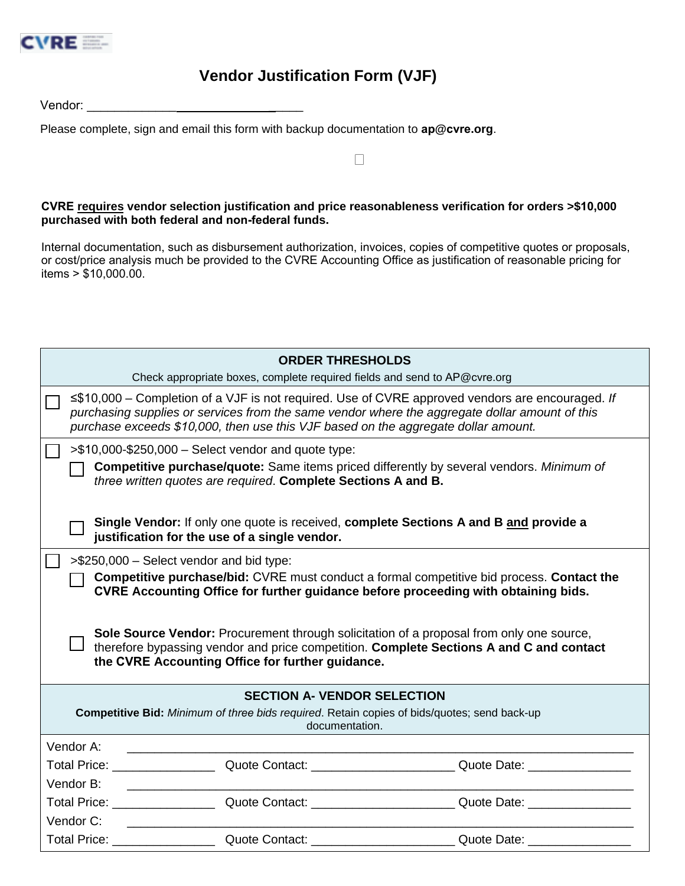# Vendor Justification Form (VJF)

Vendor: ___________________________

Please complete, sign and email this form with backup documentation to **ap@cvre.org**.

☐

**CVRE requires vendor selection justification and price reasonableness verification for orders >$10,000 purchased with both federal and non-federal funds.**

Internal documentation, such as disbursement authorization, invoices, copies of competitive quotes or proposals, or cost/price analysis much be provided to the CVRE Accounting Office as justification of reasonable pricing for items > $10,000.00.

## ORDER THRESHOLDS

Check appropriate boxes, complete required fields and send to AP@cvre.org

☐ ≤$10,000 – Completion of a VJF is not required. Use of CVRE approved vendors are encouraged. *If purchasing supplies or services from the same vendor where the aggregate dollar amount of this purchase exceeds $10,000, then use this VJF based on the aggregate dollar amount.*

☐ >$10,000-$250,000 – Select vendor and quote type:

- ☐ **Competitive purchase/quote:** Same items priced differently by several vendors. *Minimum of three written quotes are required*. **Complete Sections A and B.**
- ☐ **Single Vendor:** If only one quote is received, **complete Sections A and B and provide a justification for the use of a single vendor.**

☐ >$250,000 – Select vendor and bid type:

- ☐ **Competitive purchase/bid:** CVRE must conduct a formal competitive bid process. **Contact the CVRE Accounting Office for further guidance before proceeding with obtaining bids.**
- ☐ **Sole Source Vendor:** Procurement through solicitation of a proposal from only one source, therefore bypassing vendor and price competition. **Complete Sections A and C and contact the CVRE Accounting Office for further guidance.**

## SECTION A- VENDOR SELECTION

**Competitive Bid:** *Minimum of three bids required*. Retain copies of bids/quotes; send back-up documentation.

Vendor A: ______________________________________________

Total Price: _______________ Quote Contact: ____________________ Quote Date: _______________

Vendor B: ______________________________________________

Total Price: _______________ Quote Contact: ____________________ Quote Date: _______________

Vendor C: ______________________________________________

Total Price: _______________ Quote Contact: ____________________ Quote Date: _______________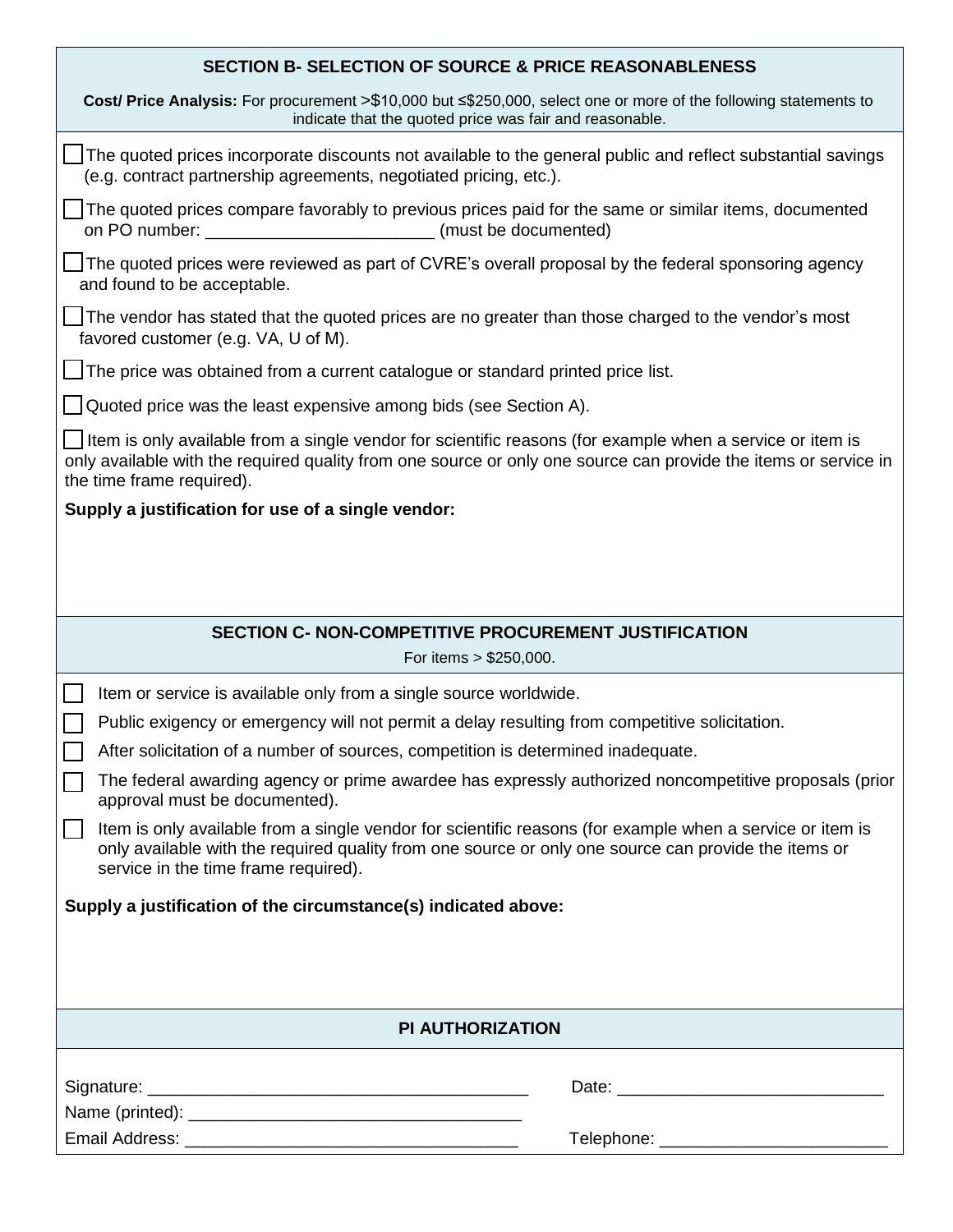## SECTION B- SELECTION OF SOURCE & PRICE REASONABLENESS

**Cost/ Price Analysis:** For procurement >$10,000 but ≤$250,000, select one or more of the following statements to indicate that the quoted price was fair and reasonable.

- ☐ The quoted prices incorporate discounts not available to the general public and reflect substantial savings (e.g. contract partnership agreements, negotiated pricing, etc.).
- ☐ The quoted prices compare favorably to previous prices paid for the same or similar items, documented on PO number: ________________________ (must be documented)
- ☐ The quoted prices were reviewed as part of CVRE's overall proposal by the federal sponsoring agency and found to be acceptable.
- ☐ The vendor has stated that the quoted prices are no greater than those charged to the vendor's most favored customer (e.g. VA, U of M).
- ☐ The price was obtained from a current catalogue or standard printed price list.
- ☐ Quoted price was the least expensive among bids (see Section A).
- ☐ Item is only available from a single vendor for scientific reasons (for example when a service or item is only available with the required quality from one source or only one source can provide the items or service in the time frame required).

**Supply a justification for use of a single vendor:**

## SECTION C- NON-COMPETITIVE PROCUREMENT JUSTIFICATION

For items > $250,000.

- ☐ Item or service is available only from a single source worldwide.
- ☐ Public exigency or emergency will not permit a delay resulting from competitive solicitation.
- ☐ After solicitation of a number of sources, competition is determined inadequate.
- ☐ The federal awarding agency or prime awardee has expressly authorized noncompetitive proposals (prior approval must be documented).
- ☐ Item is only available from a single vendor for scientific reasons (for example when a service or item is only available with the required quality from one source or only one source can provide the items or service in the time frame required).

**Supply a justification of the circumstance(s) indicated above:**

## PI AUTHORIZATION

Signature: ________________________________________ Date: ___________________________

Name (printed): ___________________________________

Email Address: __________________________________ Telephone: _______________________